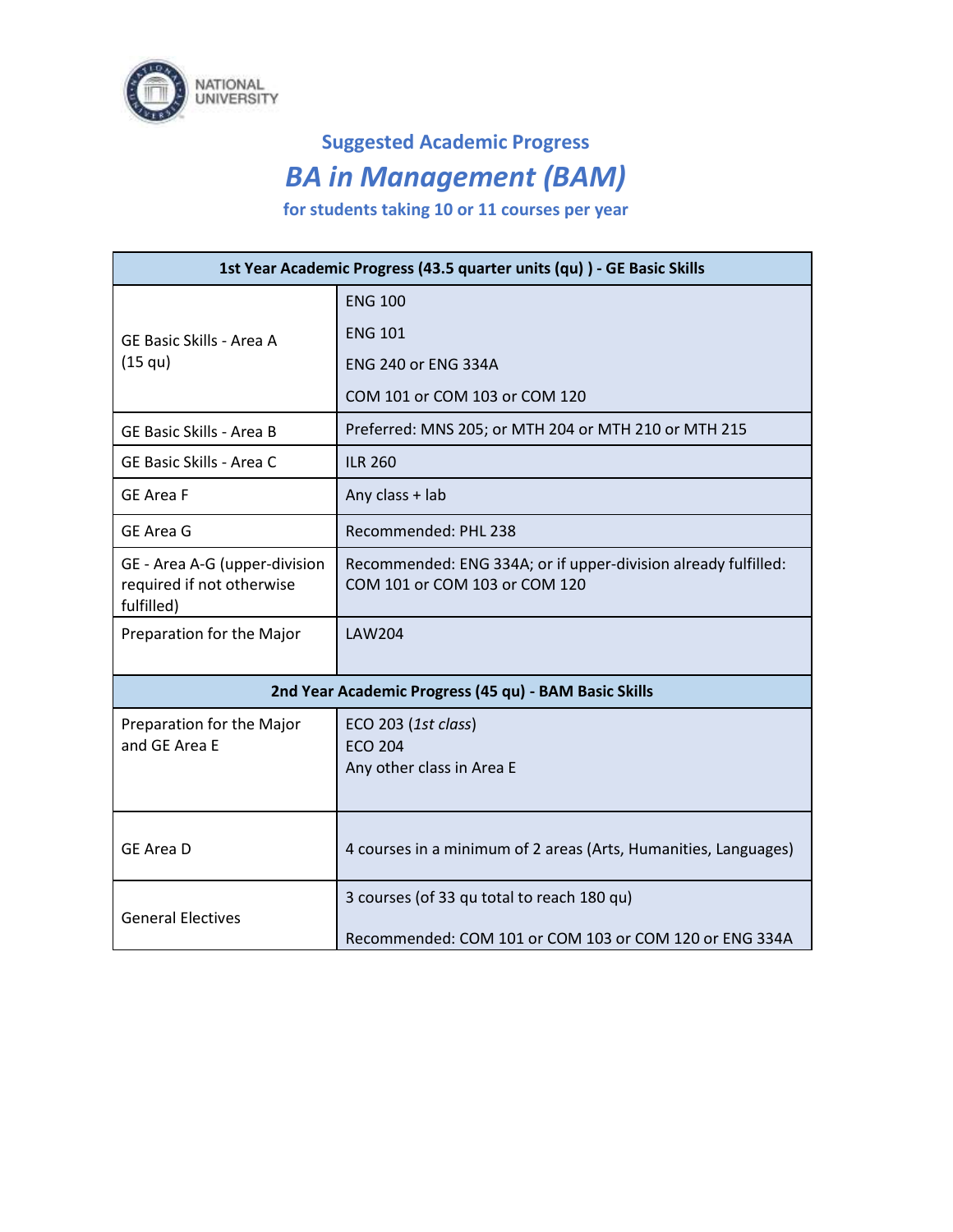## Suggested Academic Progress

# *BA in Management (BAM)*

### for students taking 10 or 11 courses per year

| 1st Year Academic Progress (43.5 quarter units (qu) ) - GE Basic Skills | |
|---|---|
| GE Basic Skills - Area A (15 qu) | ENG 100<br>ENG 101<br>ENG 240 or ENG 334A<br>COM 101 or COM 103 or COM 120 |
| GE Basic Skills - Area B | Preferred: MNS 205; or MTH 204 or MTH 210 or MTH 215 |
| GE Basic Skills - Area C | ILR 260 |
| GE Area F | Any class + lab |
| GE Area G | Recommended: PHL 238 |
| GE - Area A-G (upper-division required if not otherwise fulfilled) | Recommended: ENG 334A; or if upper-division already fulfilled: COM 101 or COM 103 or COM 120 |
| Preparation for the Major | LAW204 |
| **2nd Year Academic Progress (45 qu) - BAM Basic Skills** | |
| Preparation for the Major and GE Area E | ECO 203 (*1st class*)<br>ECO 204<br>Any other class in Area E |
| GE Area D | 4 courses in a minimum of 2 areas (Arts, Humanities, Languages) |
| General Electives | 3 courses (of 33 qu total to reach 180 qu)<br>Recommended: COM 101 or COM 103 or COM 120 or ENG 334A |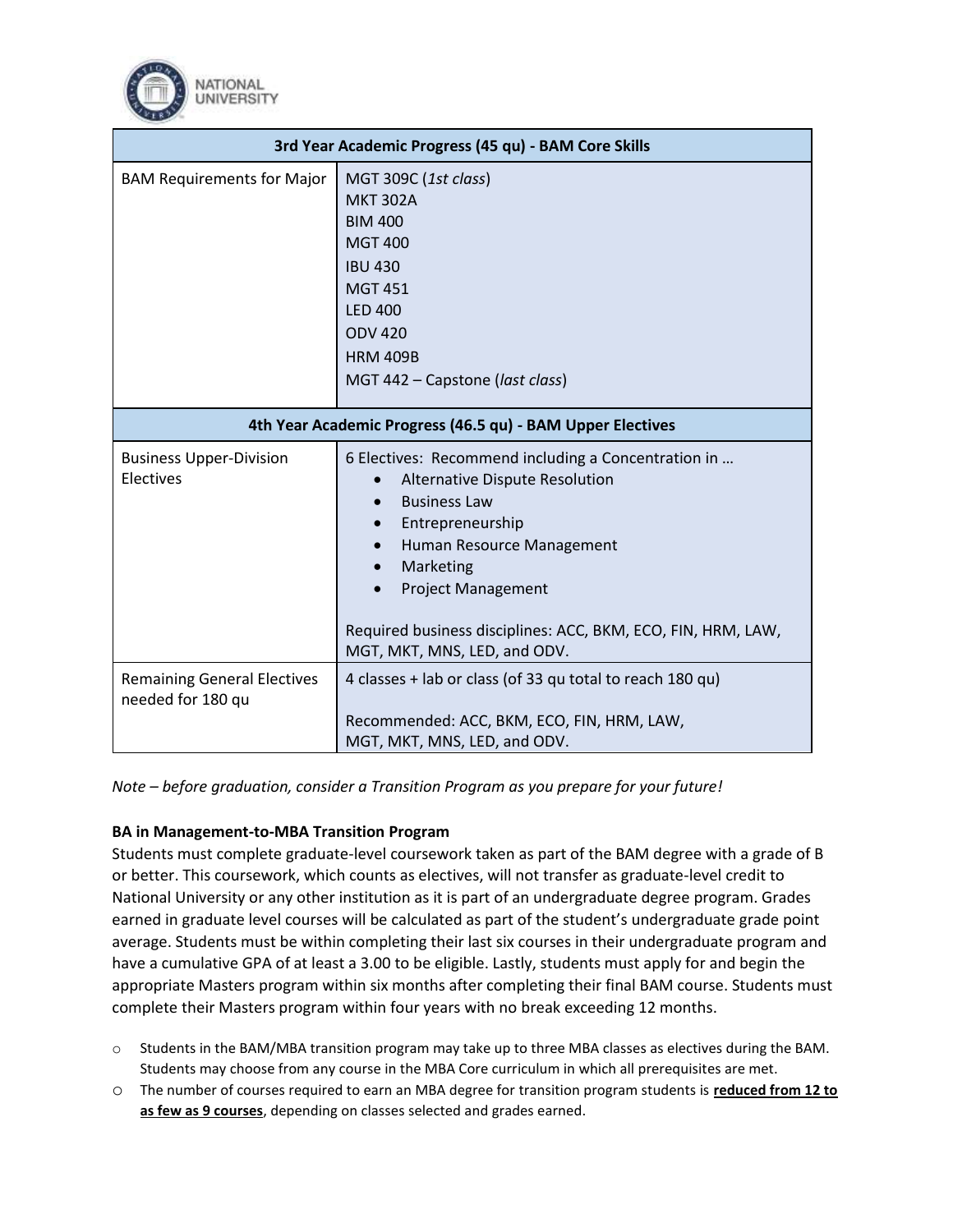| 3rd Year Academic Progress (45 qu) - BAM Core Skills | |
| --- | --- |
| BAM Requirements for Major | MGT 309C (*1st class*)<br>MKT 302A<br>BIM 400<br>MGT 400<br>IBU 430<br>MGT 451<br>LED 400<br>ODV 420<br>HRM 409B<br>MGT 442 – Capstone (*last class*) |
| **4th Year Academic Progress (46.5 qu) - BAM Upper Electives** | |
| Business Upper-Division Electives | 6 Electives: Recommend including a Concentration in …<br>• Alternative Dispute Resolution<br>• Business Law<br>• Entrepreneurship<br>• Human Resource Management<br>• Marketing<br>• Project Management<br><br>Required business disciplines: ACC, BKM, ECO, FIN, HRM, LAW, MGT, MKT, MNS, LED, and ODV. |
| Remaining General Electives needed for 180 qu | 4 classes + lab or class (of 33 qu total to reach 180 qu)<br><br>Recommended: ACC, BKM, ECO, FIN, HRM, LAW, MGT, MKT, MNS, LED, and ODV. |

*Note – before graduation, consider a Transition Program as you prepare for your future!*

**BA in Management-to-MBA Transition Program**

Students must complete graduate-level coursework taken as part of the BAM degree with a grade of B or better. This coursework, which counts as electives, will not transfer as graduate-level credit to National University or any other institution as it is part of an undergraduate degree program. Grades earned in graduate level courses will be calculated as part of the student's undergraduate grade point average. Students must be within completing their last six courses in their undergraduate program and have a cumulative GPA of at least a 3.00 to be eligible. Lastly, students must apply for and begin the appropriate Masters program within six months after completing their final BAM course. Students must complete their Masters program within four years with no break exceeding 12 months.

- Students in the BAM/MBA transition program may take up to three MBA classes as electives during the BAM. Students may choose from any course in the MBA Core curriculum in which all prerequisites are met.
- The number of courses required to earn an MBA degree for transition program students is **reduced from 12 to as few as 9 courses**, depending on classes selected and grades earned.